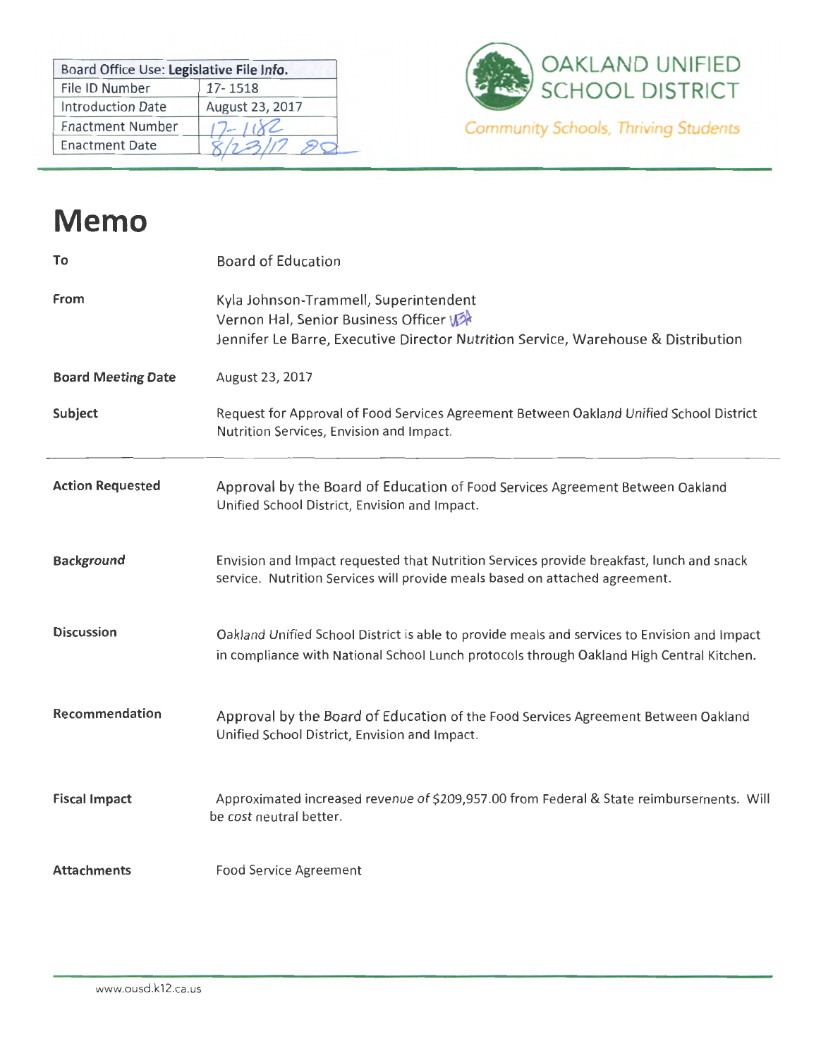| Board Office Use: Legislative File Info. | |
|---|---|
| File ID Number | 17-1518 |
| Introduction Date | August 23, 2017 |
| Enactment Number | 17-1182 |
| Enactment Date | 8/23/17 |

OAKLAND UNIFIED SCHOOL DISTRICT

*Community Schools, Thriving Students*

# Memo

| | |
|---|---|
| **To** | Board of Education |
| **From** | Kyla Johnson-Trammell, Superintendent<br>Vernon Hal, Senior Business Officer<br>Jennifer Le Barre, Executive Director Nutrition Service, Warehouse & Distribution |
| **Board Meeting Date** | August 23, 2017 |
| **Subject** | Request for Approval of Food Services Agreement Between Oakland Unified School District Nutrition Services, Envision and Impact. |

---

| | |
|---|---|
| **Action Requested** | Approval by the Board of Education of Food Services Agreement Between Oakland Unified School District, Envision and Impact. |
| **Background** | Envision and Impact requested that Nutrition Services provide breakfast, lunch and snack service. Nutrition Services will provide meals based on attached agreement. |
| **Discussion** | Oakland Unified School District is able to provide meals and services to Envision and Impact in compliance with National School Lunch protocols through Oakland High Central Kitchen. |
| **Recommendation** | Approval by the Board of Education of the Food Services Agreement Between Oakland Unified School District, Envision and Impact. |
| **Fiscal Impact** | Approximated increased revenue of $209,957.00 from Federal & State reimbursements. Will be cost neutral better. |
| **Attachments** | Food Service Agreement |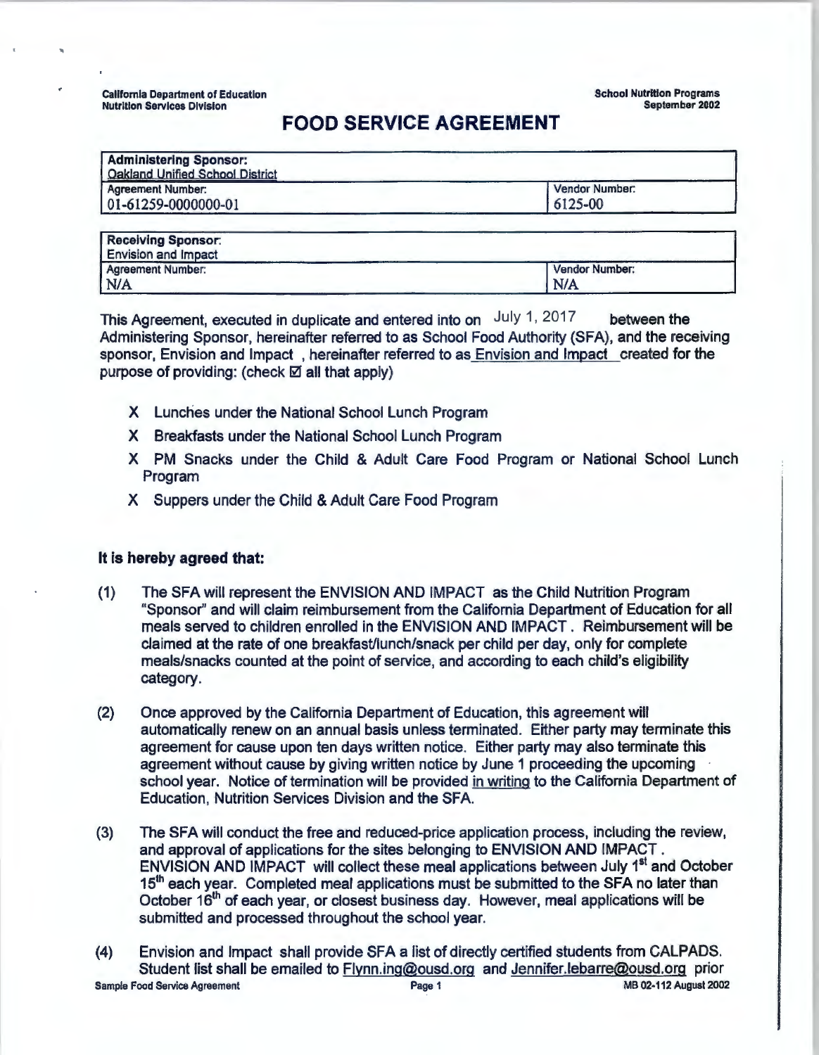California Department of Education
Nutrition Services Division

School Nutrition Programs
September 2002

# FOOD SERVICE AGREEMENT

| **Administering Sponsor:** Oakland Unified School District | |
|---|---|
| Agreement Number: 01-61259-0000000-01 | Vendor Number: 6125-00 |

| **Receiving Sponsor:** Envision and Impact | |
|---|---|
| Agreement Number: N/A | Vendor Number: N/A |

This Agreement, executed in duplicate and entered into on July 1, 2017 between the Administering Sponsor, hereinafter referred to as School Food Authority (SFA), and the receiving sponsor, Envision and Impact , hereinafter referred to as Envision and Impact created for the purpose of providing: (check ☑ all that apply)

- X Lunches under the National School Lunch Program
- X Breakfasts under the National School Lunch Program
- X PM Snacks under the Child & Adult Care Food Program or National School Lunch Program
- X Suppers under the Child & Adult Care Food Program

**It is hereby agreed that:**

(1) The SFA will represent the ENVISION AND IMPACT as the Child Nutrition Program "Sponsor" and will claim reimbursement from the California Department of Education for all meals served to children enrolled in the ENVISION AND IMPACT . Reimbursement will be claimed at the rate of one breakfast/lunch/snack per child per day, only for complete meals/snacks counted at the point of service, and according to each child's eligibility category.

(2) Once approved by the California Department of Education, this agreement will automatically renew on an annual basis unless terminated. Either party may terminate this agreement for cause upon ten days written notice. Either party may also terminate this agreement without cause by giving written notice by June 1 proceeding the upcoming school year. Notice of termination will be provided in writing to the California Department of Education, Nutrition Services Division and the SFA.

(3) The SFA will conduct the free and reduced-price application process, including the review, and approval of applications for the sites belonging to ENVISION AND IMPACT . ENVISION AND IMPACT will collect these meal applications between July 1st and October 15th each year. Completed meal applications must be submitted to the SFA no later than October 16th of each year, or closest business day. However, meal applications will be submitted and processed throughout the school year.

(4) Envision and Impact shall provide SFA a list of directly certified students from CALPADS. Student list shall be emailed to Flynn.ing@ousd.org and Jennifer.lebarre@ousd.org prior

Sample Food Service Agreement MB 02-112 August 2002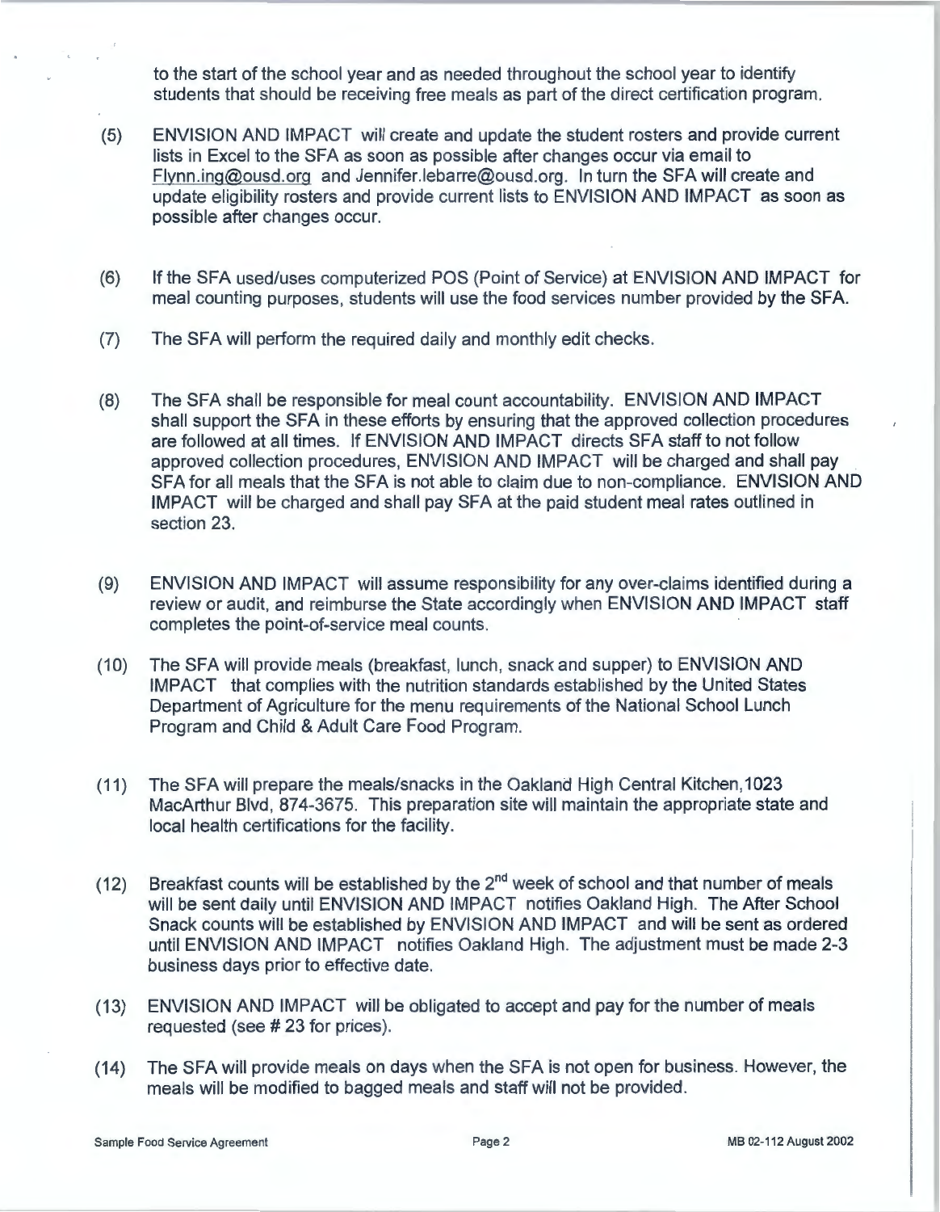to the start of the school year and as needed throughout the school year to identify students that should be receiving free meals as part of the direct certification program.

(5) ENVISION AND IMPACT will create and update the student rosters and provide current lists in Excel to the SFA as soon as possible after changes occur via email to Flynn.ing@ousd.org and Jennifer.lebarre@ousd.org. In turn the SFA will create and update eligibility rosters and provide current lists to ENVISION AND IMPACT as soon as possible after changes occur.

(6) If the SFA used/uses computerized POS (Point of Service) at ENVISION AND IMPACT for meal counting purposes, students will use the food services number provided by the SFA.

(7) The SFA will perform the required daily and monthly edit checks.

(8) The SFA shall be responsible for meal count accountability. ENVISION AND IMPACT shall support the SFA in these efforts by ensuring that the approved collection procedures are followed at all times. If ENVISION AND IMPACT directs SFA staff to not follow approved collection procedures, ENVISION AND IMPACT will be charged and shall pay SFA for all meals that the SFA is not able to claim due to non-compliance. ENVISION AND IMPACT will be charged and shall pay SFA at the paid student meal rates outlined in section 23.

(9) ENVISION AND IMPACT will assume responsibility for any over-claims identified during a review or audit, and reimburse the State accordingly when ENVISION AND IMPACT staff completes the point-of-service meal counts.

(10) The SFA will provide meals (breakfast, lunch, snack and supper) to ENVISION AND IMPACT that complies with the nutrition standards established by the United States Department of Agriculture for the menu requirements of the National School Lunch Program and Child & Adult Care Food Program.

(11) The SFA will prepare the meals/snacks in the Oakland High Central Kitchen, 1023 MacArthur Blvd, 874-3675. This preparation site will maintain the appropriate state and local health certifications for the facility.

(12) Breakfast counts will be established by the 2nd week of school and that number of meals will be sent daily until ENVISION AND IMPACT notifies Oakland High. The After School Snack counts will be established by ENVISION AND IMPACT and will be sent as ordered until ENVISION AND IMPACT notifies Oakland High. The adjustment must be made 2-3 business days prior to effective date.

(13) ENVISION AND IMPACT will be obligated to accept and pay for the number of meals requested (see # 23 for prices).

(14) The SFA will provide meals on days when the SFA is not open for business. However, the meals will be modified to bagged meals and staff will not be provided.

Sample Food Service Agreement MB 02-112 August 2002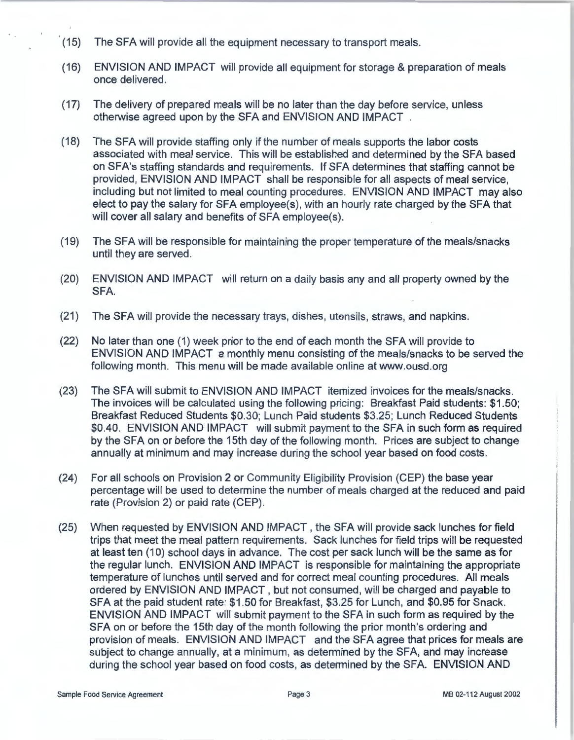(15) The SFA will provide all the equipment necessary to transport meals.

(16) ENVISION AND IMPACT will provide all equipment for storage & preparation of meals once delivered.

(17) The delivery of prepared meals will be no later than the day before service, unless otherwise agreed upon by the SFA and ENVISION AND IMPACT .

(18) The SFA will provide staffing only if the number of meals supports the labor costs associated with meal service. This will be established and determined by the SFA based on SFA's staffing standards and requirements. If SFA determines that staffing cannot be provided, ENVISION AND IMPACT shall be responsible for all aspects of meal service, including but not limited to meal counting procedures. ENVISION AND IMPACT may also elect to pay the salary for SFA employee(s), with an hourly rate charged by the SFA that will cover all salary and benefits of SFA employee(s).

(19) The SFA will be responsible for maintaining the proper temperature of the meals/snacks until they are served.

(20) ENVISION AND IMPACT will return on a daily basis any and all property owned by the SFA.

(21) The SFA will provide the necessary trays, dishes, utensils, straws, and napkins.

(22) No later than one (1) week prior to the end of each month the SFA will provide to ENVISION AND IMPACT a monthly menu consisting of the meals/snacks to be served the following month. This menu will be made available online at www.ousd.org

(23) The SFA will submit to ENVISION AND IMPACT itemized invoices for the meals/snacks. The invoices will be calculated using the following pricing: Breakfast Paid students: $1.50; Breakfast Reduced Students $0.30; Lunch Paid students $3.25; Lunch Reduced Students $0.40. ENVISION AND IMPACT will submit payment to the SFA in such form as required by the SFA on or before the 15th day of the following month. Prices are subject to change annually at minimum and may increase during the school year based on food costs.

(24) For all schools on Provision 2 or Community Eligibility Provision (CEP) the base year percentage will be used to determine the number of meals charged at the reduced and paid rate (Provision 2) or paid rate (CEP).

(25) When requested by ENVISION AND IMPACT , the SFA will provide sack lunches for field trips that meet the meal pattern requirements. Sack lunches for field trips will be requested at least ten (10) school days in advance. The cost per sack lunch will be the same as for the regular lunch. ENVISION AND IMPACT is responsible for maintaining the appropriate temperature of lunches until served and for correct meal counting procedures. All meals ordered by ENVISION AND IMPACT , but not consumed, will be charged and payable to SFA at the paid student rate: $1.50 for Breakfast, $3.25 for Lunch, and $0.95 for Snack. ENVISION AND IMPACT will submit payment to the SFA in such form as required by the SFA on or before the 15th day of the month following the prior month's ordering and provision of meals. ENVISION AND IMPACT and the SFA agree that prices for meals are subject to change annually, at a minimum, as determined by the SFA, and may increase during the school year based on food costs, as determined by the SFA. ENVISION AND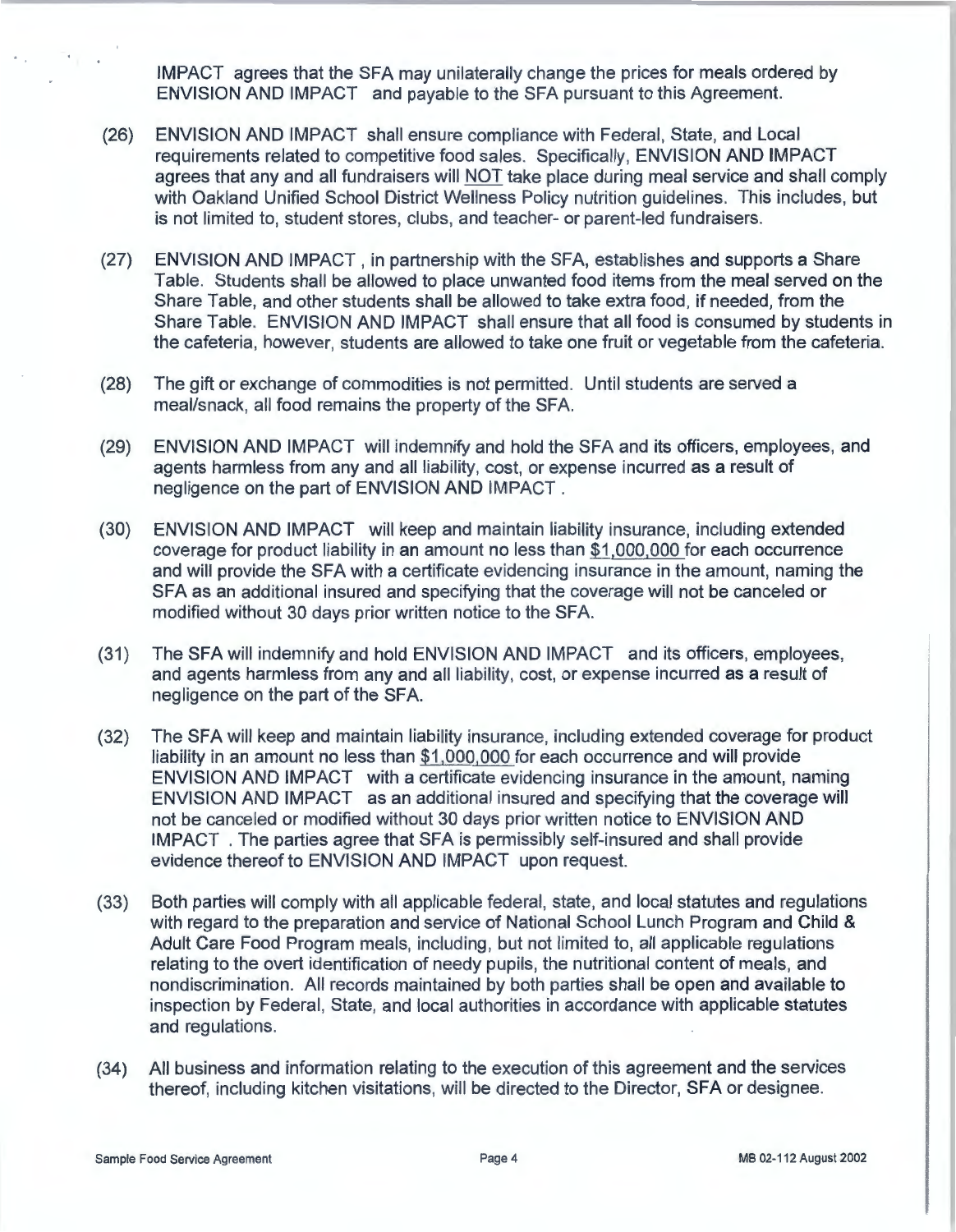IMPACT agrees that the SFA may unilaterally change the prices for meals ordered by ENVISION AND IMPACT and payable to the SFA pursuant to this Agreement.

(26) ENVISION AND IMPACT shall ensure compliance with Federal, State, and Local requirements related to competitive food sales. Specifically, ENVISION AND IMPACT agrees that any and all fundraisers will <u>NOT</u> take place during meal service and shall comply with Oakland Unified School District Wellness Policy nutrition guidelines. This includes, but is not limited to, student stores, clubs, and teacher- or parent-led fundraisers.

(27) ENVISION AND IMPACT , in partnership with the SFA, establishes and supports a Share Table. Students shall be allowed to place unwanted food items from the meal served on the Share Table, and other students shall be allowed to take extra food, if needed, from the Share Table. ENVISION AND IMPACT shall ensure that all food is consumed by students in the cafeteria, however, students are allowed to take one fruit or vegetable from the cafeteria.

(28) The gift or exchange of commodities is not permitted. Until students are served a meal/snack, all food remains the property of the SFA.

(29) ENVISION AND IMPACT will indemnify and hold the SFA and its officers, employees, and agents harmless from any and all liability, cost, or expense incurred as a result of negligence on the part of ENVISION AND IMPACT .

(30) ENVISION AND IMPACT will keep and maintain liability insurance, including extended coverage for product liability in an amount no less than <u>$1,000,000</u> for each occurrence and will provide the SFA with a certificate evidencing insurance in the amount, naming the SFA as an additional insured and specifying that the coverage will not be canceled or modified without 30 days prior written notice to the SFA.

(31) The SFA will indemnify and hold ENVISION AND IMPACT and its officers, employees, and agents harmless from any and all liability, cost, or expense incurred as a result of negligence on the part of the SFA.

(32) The SFA will keep and maintain liability insurance, including extended coverage for product liability in an amount no less than <u>$1,000,000</u> for each occurrence and will provide ENVISION AND IMPACT with a certificate evidencing insurance in the amount, naming ENVISION AND IMPACT as an additional insured and specifying that the coverage will not be canceled or modified without 30 days prior written notice to ENVISION AND IMPACT . The parties agree that SFA is permissibly self-insured and shall provide evidence thereof to ENVISION AND IMPACT upon request.

(33) Both parties will comply with all applicable federal, state, and local statutes and regulations with regard to the preparation and service of National School Lunch Program and Child & Adult Care Food Program meals, including, but not limited to, all applicable regulations relating to the overt identification of needy pupils, the nutritional content of meals, and nondiscrimination. All records maintained by both parties shall be open and available to inspection by Federal, State, and local authorities in accordance with applicable statutes and regulations.

(34) All business and information relating to the execution of this agreement and the services thereof, including kitchen visitations, will be directed to the Director, SFA or designee.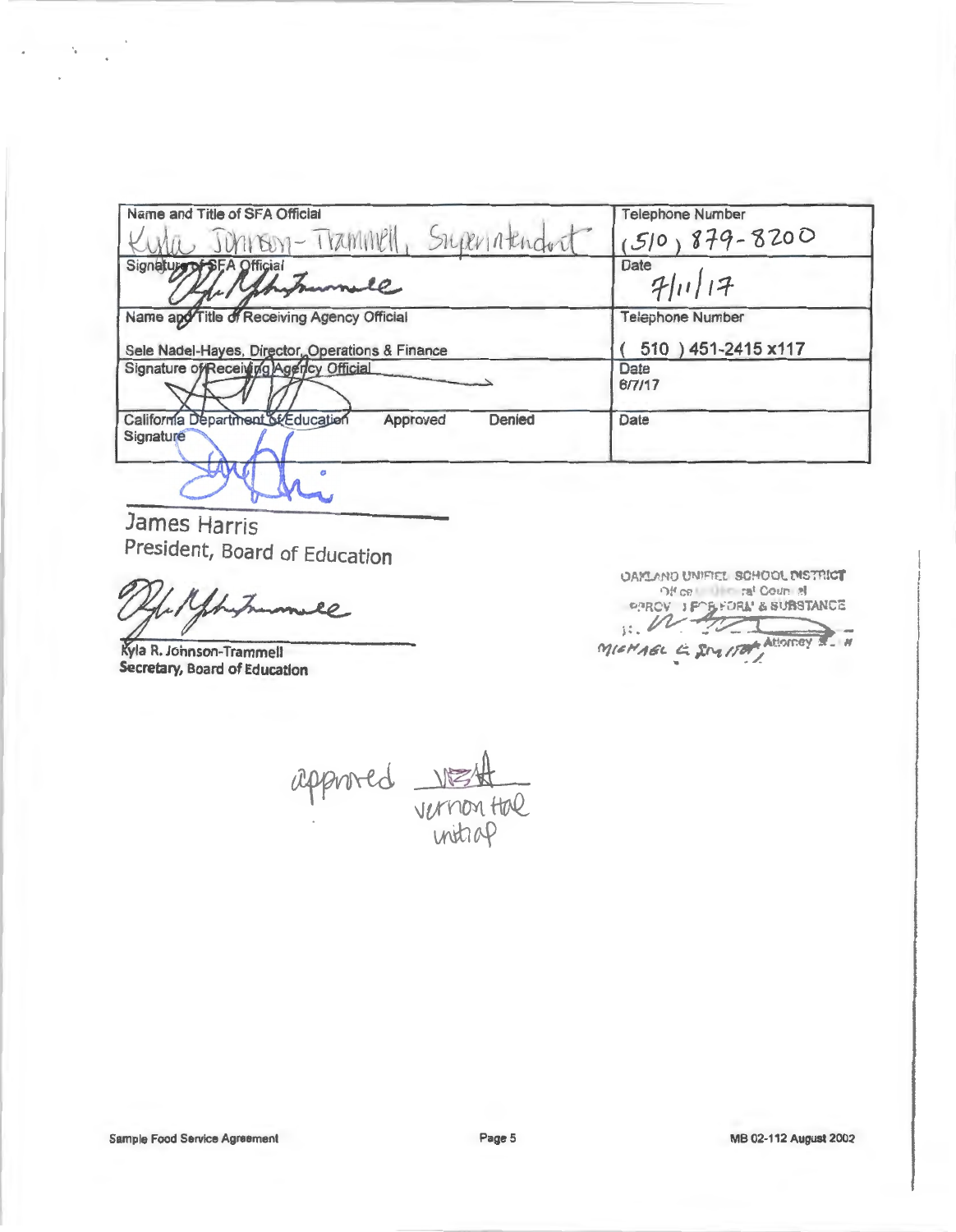| Name and Title of SFA Official | Telephone Number |
|---|---|
| Kyla Johnson-Trammell, Superintendent | (510) 879-8200 |
| Signature of SFA Official | Date 7/11/17 |
| Name and Title of Receiving Agency Official<br>Sele Nadel-Hayes, Director, Operations & Finance | Telephone Number<br>( 510 ) 451-2415 x117 |
| Signature of Receiving Agency Official | Date 6/7/17 |
| California Department of Education Approved Denied Signature | Date |

James Harris
President, Board of Education

Kyla R. Johnson-Trammell
Secretary, Board of Education

OAKLAND UNIFIED SCHOOL DISTRICT
Office of General Counsel
APPROVED FOR FORM & SUBSTANCE
By: Michael E. Smith, Attorney at Law

approved VEH
Vernon Hal
initial

Sample Food Service Agreement | Page 5 | MB 02-112 August 2002